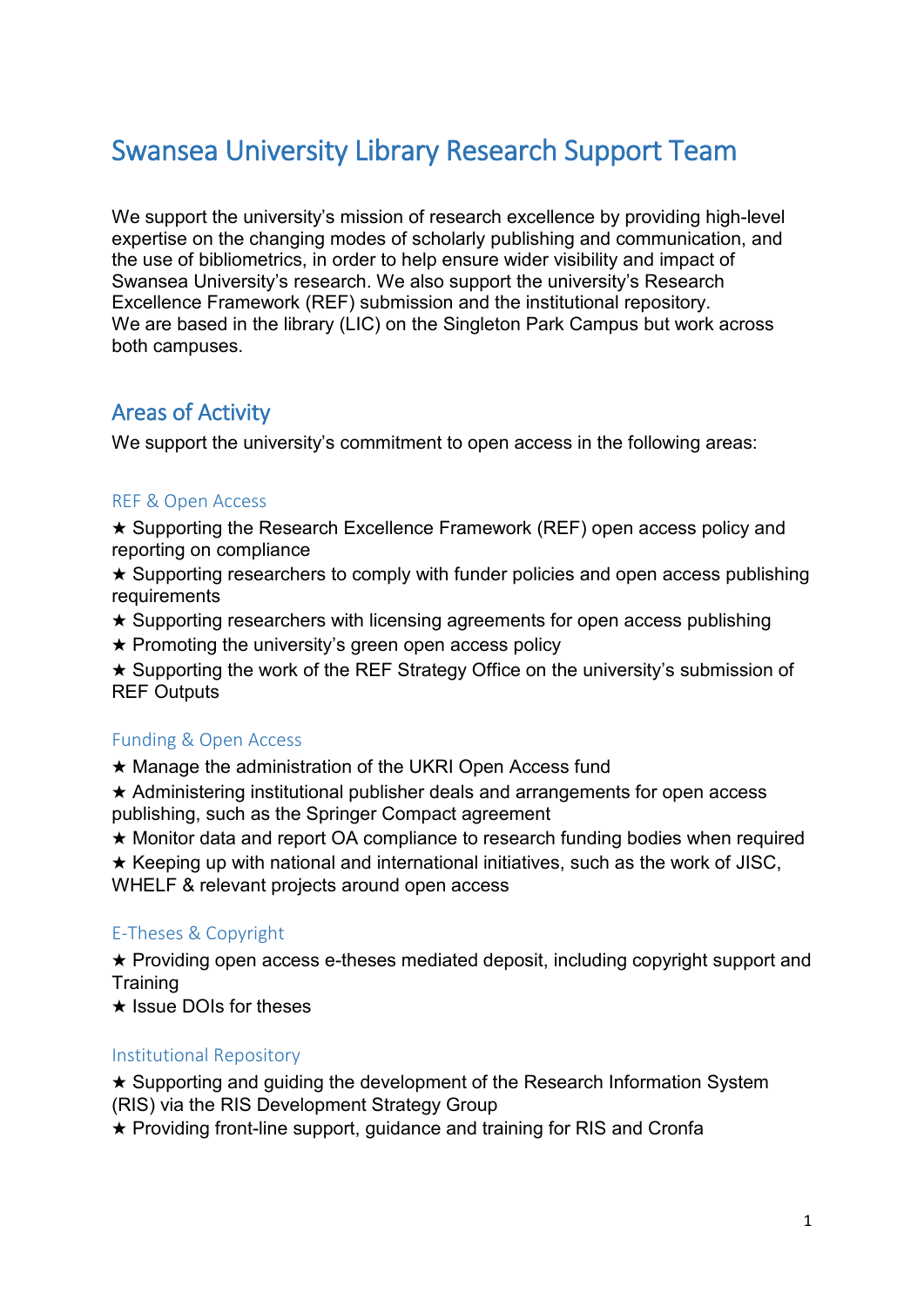# Swansea University Library Research Support Team

We support the university's mission of research excellence by providing high-level expertise on the changing modes of scholarly publishing and communication, and the use of bibliometrics, in order to help ensure wider visibility and impact of Swansea University's research. We also support the university's Research Excellence Framework (REF) submission and the institutional repository.
We are based in the library (LIC) on the Singleton Park Campus but work across both campuses.

## Areas of Activity

We support the university's commitment to open access in the following areas:

### REF & Open Access

★ Supporting the Research Excellence Framework (REF) open access policy and reporting on compliance
★ Supporting researchers to comply with funder policies and open access publishing requirements
★ Supporting researchers with licensing agreements for open access publishing
★ Promoting the university's green open access policy
★ Supporting the work of the REF Strategy Office on the university's submission of REF Outputs

### Funding & Open Access

★ Manage the administration of the UKRI Open Access fund
★ Administering institutional publisher deals and arrangements for open access publishing, such as the Springer Compact agreement
★ Monitor data and report OA compliance to research funding bodies when required
★ Keeping up with national and international initiatives, such as the work of JISC, WHELF & relevant projects around open access

### E-Theses & Copyright

★ Providing open access e-theses mediated deposit, including copyright support and Training
★ Issue DOIs for theses

### Institutional Repository

★ Supporting and guiding the development of the Research Information System (RIS) via the RIS Development Strategy Group
★ Providing front-line support, guidance and training for RIS and Cronfa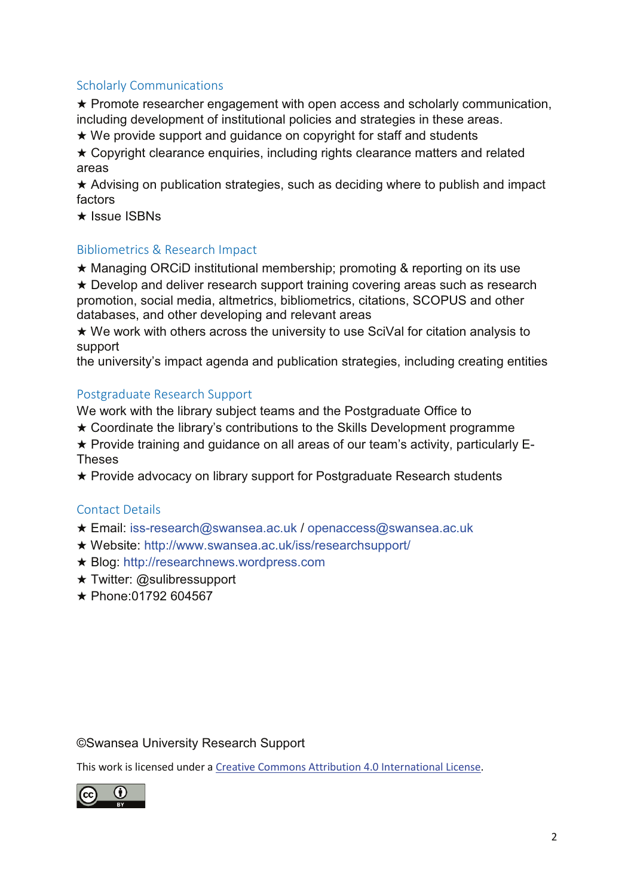## Scholarly Communications

★ Promote researcher engagement with open access and scholarly communication, including development of institutional policies and strategies in these areas.
★ We provide support and guidance on copyright for staff and students
★ Copyright clearance enquiries, including rights clearance matters and related areas
★ Advising on publication strategies, such as deciding where to publish and impact factors
★ Issue ISBNs

## Bibliometrics & Research Impact

★ Managing ORCiD institutional membership; promoting & reporting on its use
★ Develop and deliver research support training covering areas such as research promotion, social media, altmetrics, bibliometrics, citations, SCOPUS and other databases, and other developing and relevant areas
★ We work with others across the university to use SciVal for citation analysis to support
the university's impact agenda and publication strategies, including creating entities

## Postgraduate Research Support

We work with the library subject teams and the Postgraduate Office to
★ Coordinate the library's contributions to the Skills Development programme
★ Provide training and guidance on all areas of our team's activity, particularly E-Theses
★ Provide advocacy on library support for Postgraduate Research students

## Contact Details

★ Email: iss-research@swansea.ac.uk / openaccess@swansea.ac.uk
★ Website: http://www.swansea.ac.uk/iss/researchsupport/
★ Blog: http://researchnews.wordpress.com
★ Twitter: @sulibressupport
★ Phone:01792 604567

©Swansea University Research Support

This work is licensed under a [Creative Commons Attribution 4.0 International License](https://creativecommons.org/licenses/by/4.0/).